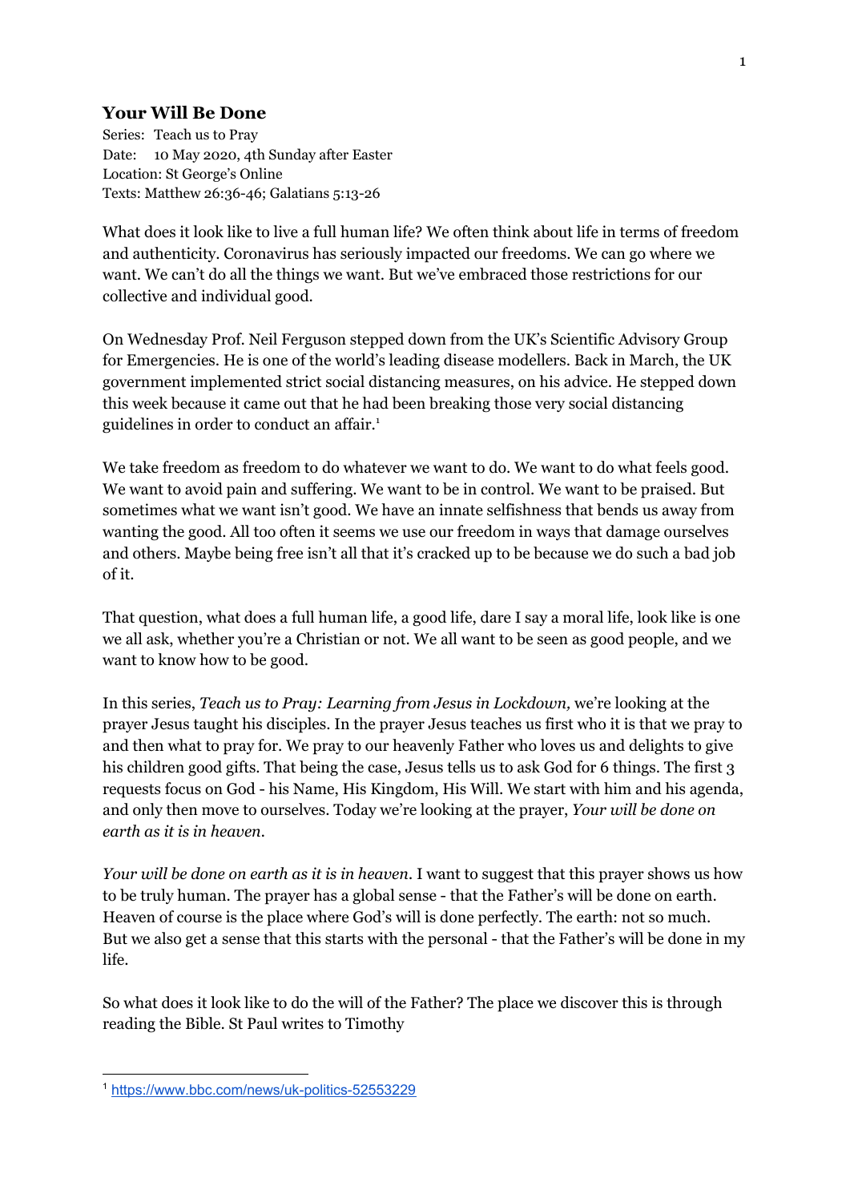# Your Will Be Done

Series: Teach us to Pray
Date: 10 May 2020, 4th Sunday after Easter
Location: St George's Online
Texts: Matthew 26:36-46; Galatians 5:13-26

What does it look like to live a full human life? We often think about life in terms of freedom and authenticity. Coronavirus has seriously impacted our freedoms. We can go where we want. We can't do all the things we want. But we've embraced those restrictions for our collective and individual good.

On Wednesday Prof. Neil Ferguson stepped down from the UK's Scientific Advisory Group for Emergencies. He is one of the world's leading disease modellers. Back in March, the UK government implemented strict social distancing measures, on his advice. He stepped down this week because it came out that he had been breaking those very social distancing guidelines in order to conduct an affair.[1]

We take freedom as freedom to do whatever we want to do. We want to do what feels good. We want to avoid pain and suffering. We want to be in control. We want to be praised. But sometimes what we want isn't good. We have an innate selfishness that bends us away from wanting the good. All too often it seems we use our freedom in ways that damage ourselves and others. Maybe being free isn't all that it's cracked up to be because we do such a bad job of it.

That question, what does a full human life, a good life, dare I say a moral life, look like is one we all ask, whether you're a Christian or not. We all want to be seen as good people, and we want to know how to be good.

In this series, *Teach us to Pray: Learning from Jesus in Lockdown,* we're looking at the prayer Jesus taught his disciples. In the prayer Jesus teaches us first who it is that we pray to and then what to pray for. We pray to our heavenly Father who loves us and delights to give his children good gifts. That being the case, Jesus tells us to ask God for 6 things. The first 3 requests focus on God - his Name, His Kingdom, His Will. We start with him and his agenda, and only then move to ourselves. Today we're looking at the prayer, *Your will be done on earth as it is in heaven.*

*Your will be done on earth as it is in heaven*. I want to suggest that this prayer shows us how to be truly human. The prayer has a global sense - that the Father's will be done on earth. Heaven of course is the place where God's will is done perfectly. The earth: not so much. But we also get a sense that this starts with the personal - that the Father's will be done in my life.

So what does it look like to do the will of the Father? The place we discover this is through reading the Bible. St Paul writes to Timothy

[1] https://www.bbc.com/news/uk-politics-52553229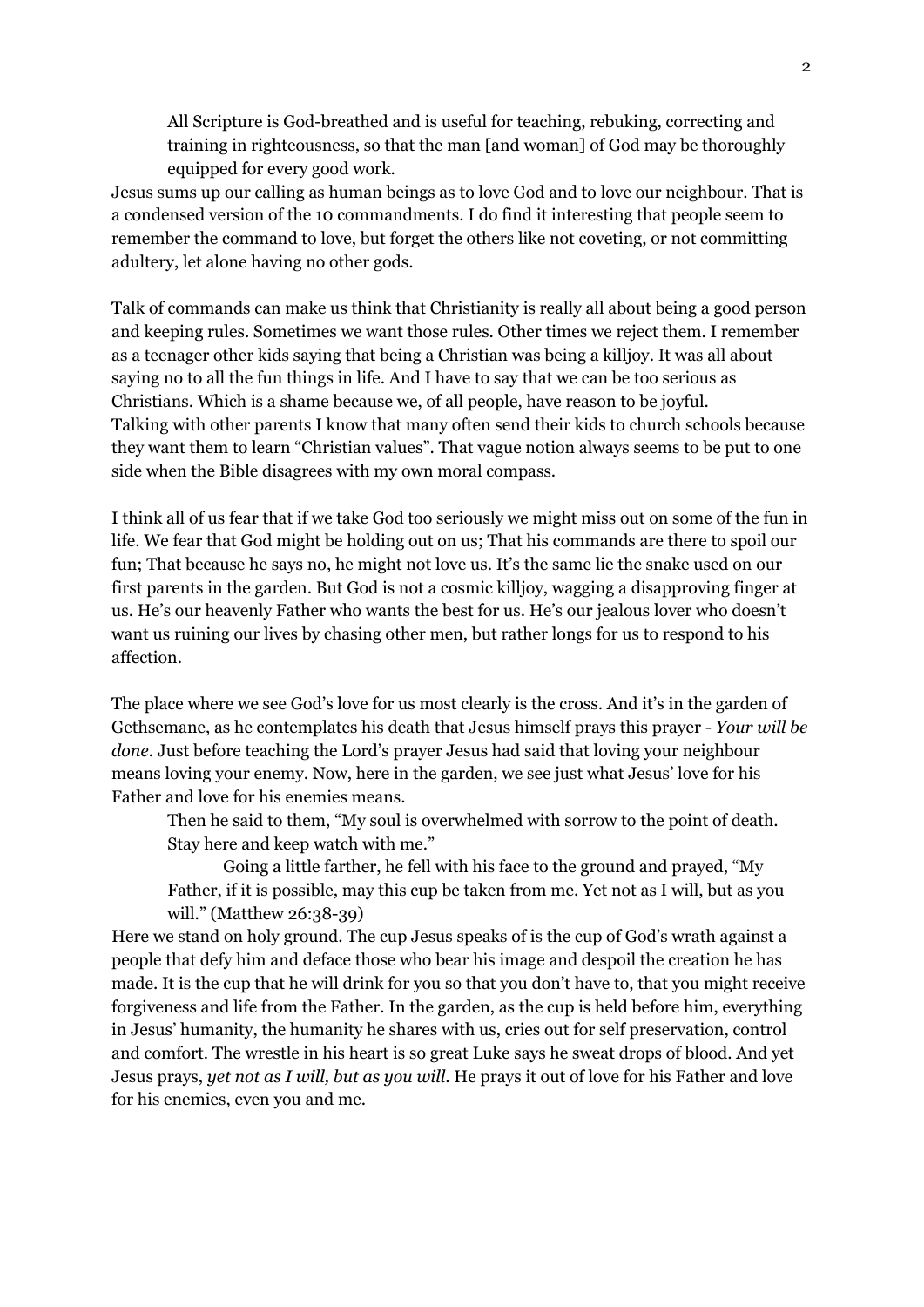> All Scripture is God-breathed and is useful for teaching, rebuking, correcting and training in righteousness, so that the man [and woman] of God may be thoroughly equipped for every good work.

Jesus sums up our calling as human beings as to love God and to love our neighbour. That is a condensed version of the 10 commandments. I do find it interesting that people seem to remember the command to love, but forget the others like not coveting, or not committing adultery, let alone having no other gods.

Talk of commands can make us think that Christianity is really all about being a good person and keeping rules. Sometimes we want those rules. Other times we reject them. I remember as a teenager other kids saying that being a Christian was being a killjoy. It was all about saying no to all the fun things in life. And I have to say that we can be too serious as Christians. Which is a shame because we, of all people, have reason to be joyful.
Talking with other parents I know that many often send their kids to church schools because they want them to learn "Christian values". That vague notion always seems to be put to one side when the Bible disagrees with my own moral compass.

I think all of us fear that if we take God too seriously we might miss out on some of the fun in life. We fear that God might be holding out on us; That his commands are there to spoil our fun; That because he says no, he might not love us. It's the same lie the snake used on our first parents in the garden. But God is not a cosmic killjoy, wagging a disapproving finger at us. He's our heavenly Father who wants the best for us. He's our jealous lover who doesn't want us ruining our lives by chasing other men, but rather longs for us to respond to his affection.

The place where we see God's love for us most clearly is the cross. And it's in the garden of Gethsemane, as he contemplates his death that Jesus himself prays this prayer - *Your will be done*. Just before teaching the Lord's prayer Jesus had said that loving your neighbour means loving your enemy. Now, here in the garden, we see just what Jesus' love for his Father and love for his enemies means.

> Then he said to them, "My soul is overwhelmed with sorrow to the point of death. Stay here and keep watch with me."
>
> Going a little farther, he fell with his face to the ground and prayed, "My Father, if it is possible, may this cup be taken from me. Yet not as I will, but as you will." (Matthew 26:38-39)

Here we stand on holy ground. The cup Jesus speaks of is the cup of God's wrath against a people that defy him and deface those who bear his image and despoil the creation he has made. It is the cup that he will drink for you so that you don't have to, that you might receive forgiveness and life from the Father. In the garden, as the cup is held before him, everything in Jesus' humanity, the humanity he shares with us, cries out for self preservation, control and comfort. The wrestle in his heart is so great Luke says he sweat drops of blood. And yet Jesus prays, *yet not as I will, but as you will*. He prays it out of love for his Father and love for his enemies, even you and me.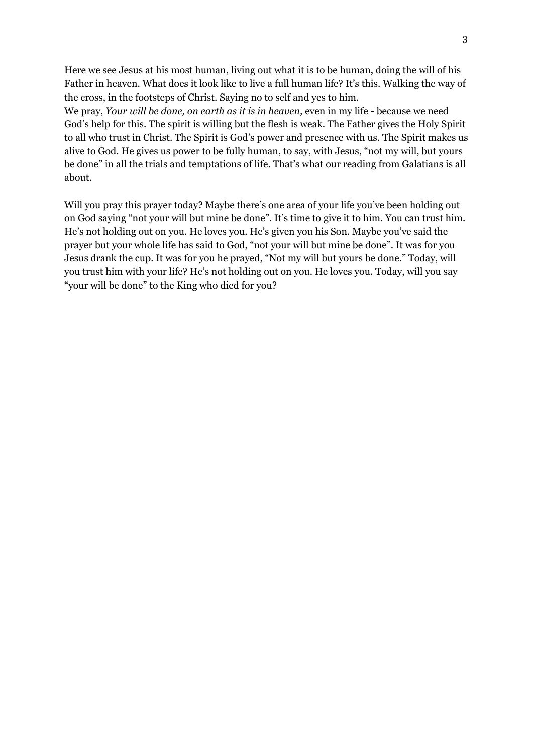Here we see Jesus at his most human, living out what it is to be human, doing the will of his Father in heaven. What does it look like to live a full human life? It's this. Walking the way of the cross, in the footsteps of Christ. Saying no to self and yes to him.
We pray, *Your will be done, on earth as it is in heaven,* even in my life - because we need God's help for this. The spirit is willing but the flesh is weak. The Father gives the Holy Spirit to all who trust in Christ. The Spirit is God's power and presence with us. The Spirit makes us alive to God. He gives us power to be fully human, to say, with Jesus, "not my will, but yours be done" in all the trials and temptations of life. That's what our reading from Galatians is all about.

Will you pray this prayer today? Maybe there's one area of your life you've been holding out on God saying "not your will but mine be done". It's time to give it to him. You can trust him. He's not holding out on you. He loves you. He's given you his Son. Maybe you've said the prayer but your whole life has said to God, "not your will but mine be done". It was for you Jesus drank the cup. It was for you he prayed, "Not my will but yours be done." Today, will you trust him with your life? He's not holding out on you. He loves you. Today, will you say "your will be done" to the King who died for you?